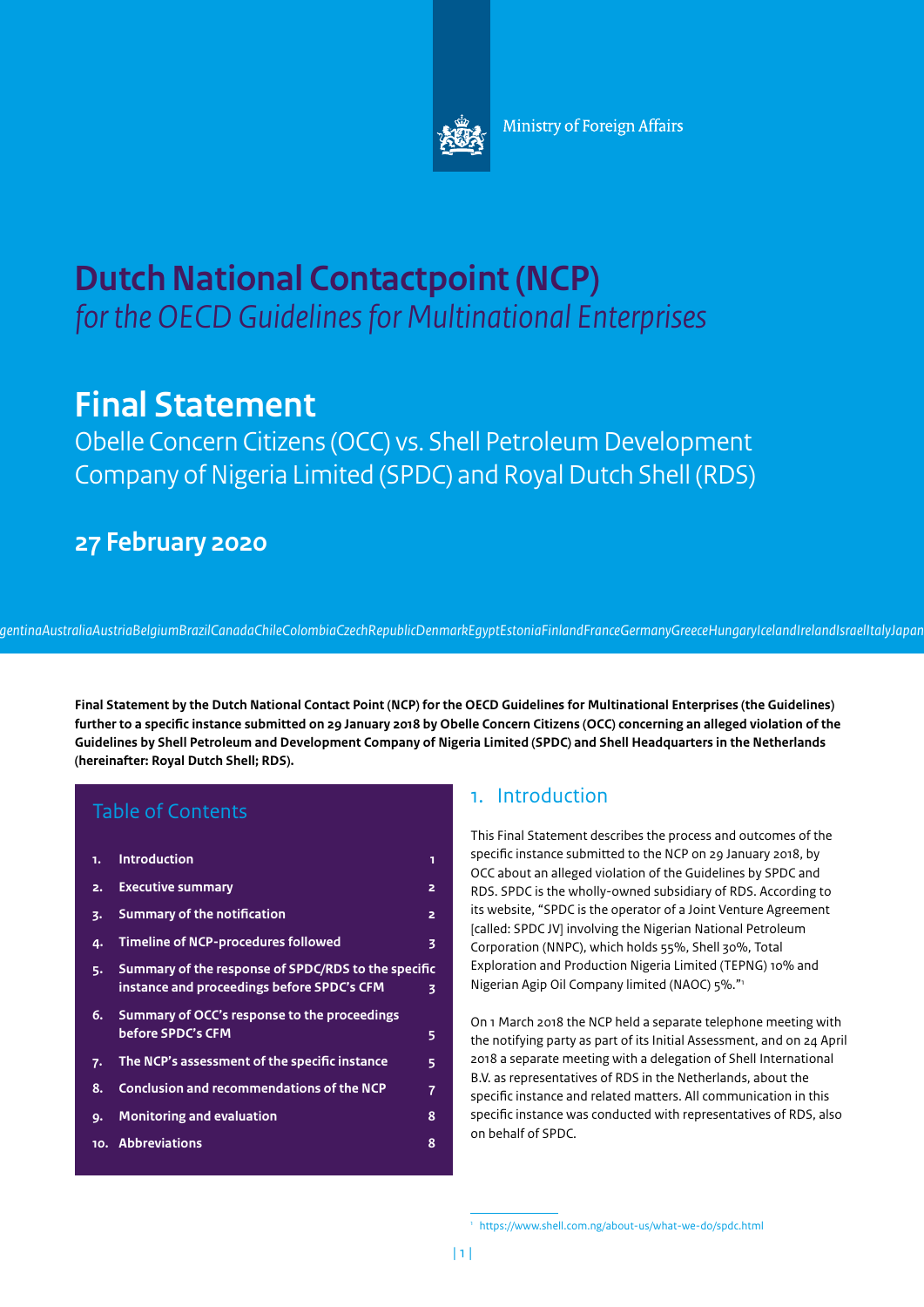Ministry of Foreign Affairs

# Dutch National Contactpoint (NCP)

*for the OECD Guidelines for Multinational Enterprises*

# Final Statement

Obelle Concern Citizens (OCC) vs. Shell Petroleum Development Company of Nigeria Limited (SPDC) and Royal Dutch Shell (RDS)

## 27 February 2020

**Final Statement by the Dutch National Contact Point (NCP) for the OECD Guidelines for Multinational Enterprises (the Guidelines) further to a specific instance submitted on 29 January 2018 by Obelle Concern Citizens (OCC) concerning an alleged violation of the Guidelines by Shell Petroleum and Development Company of Nigeria Limited (SPDC) and Shell Headquarters in the Netherlands (hereinafter: Royal Dutch Shell; RDS).**

## Table of Contents

| | | |
|---|---|---|
| 1. | Introduction | 1 |
| 2. | Executive summary | 2 |
| 3. | Summary of the notification | 2 |
| 4. | Timeline of NCP-procedures followed | 3 |
| 5. | Summary of the response of SPDC/RDS to the specific instance and proceedings before SPDC's CFM | 3 |
| 6. | Summary of OCC's response to the proceedings before SPDC's CFM | 5 |
| 7. | The NCP's assessment of the specific instance | 5 |
| 8. | Conclusion and recommendations of the NCP | 7 |
| 9. | Monitoring and evaluation | 8 |
| 10. | Abbreviations | 8 |

## 1. Introduction

This Final Statement describes the process and outcomes of the specific instance submitted to the NCP on 29 January 2018, by OCC about an alleged violation of the Guidelines by SPDC and RDS. SPDC is the wholly-owned subsidiary of RDS. According to its website, "SPDC is the operator of a Joint Venture Agreement [called: SPDC JV] involving the Nigerian National Petroleum Corporation (NNPC), which holds 55%, Shell 30%, Total Exploration and Production Nigeria Limited (TEPNG) 10% and Nigerian Agip Oil Company limited (NAOC) 5%."[1]

On 1 March 2018 the NCP held a separate telephone meeting with the notifying party as part of its Initial Assessment, and on 24 April 2018 a separate meeting with a delegation of Shell International B.V. as representatives of RDS in the Netherlands, about the specific instance and related matters. All communication in this specific instance was conducted with representatives of RDS, also on behalf of SPDC.

[1] https://www.shell.com.ng/about-us/what-we-do/spdc.html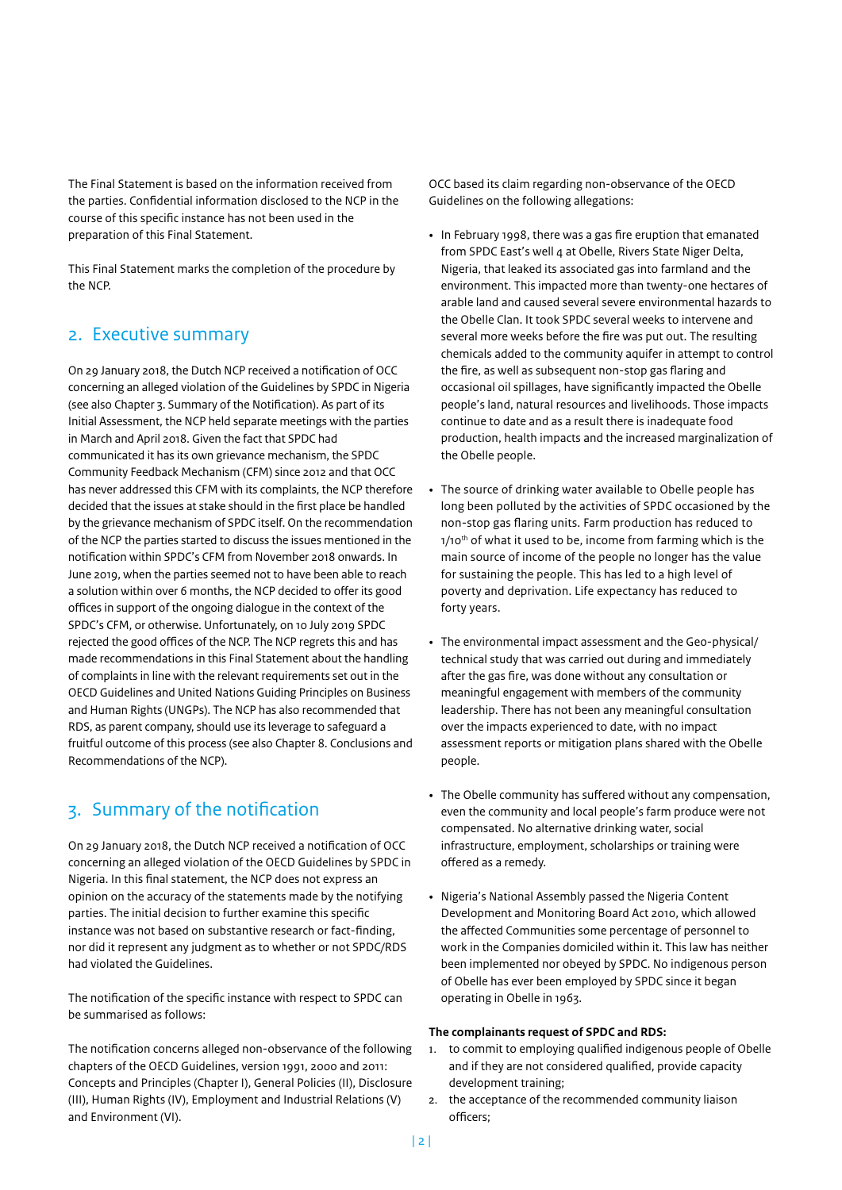The Final Statement is based on the information received from the parties. Confidential information disclosed to the NCP in the course of this specific instance has not been used in the preparation of this Final Statement.

This Final Statement marks the completion of the procedure by the NCP.

## 2. Executive summary

On 29 January 2018, the Dutch NCP received a notification of OCC concerning an alleged violation of the Guidelines by SPDC in Nigeria (see also Chapter 3. Summary of the Notification). As part of its Initial Assessment, the NCP held separate meetings with the parties in March and April 2018. Given the fact that SPDC had communicated it has its own grievance mechanism, the SPDC Community Feedback Mechanism (CFM) since 2012 and that OCC has never addressed this CFM with its complaints, the NCP therefore decided that the issues at stake should in the first place be handled by the grievance mechanism of SPDC itself. On the recommendation of the NCP the parties started to discuss the issues mentioned in the notification within SPDC's CFM from November 2018 onwards. In June 2019, when the parties seemed not to have been able to reach a solution within over 6 months, the NCP decided to offer its good offices in support of the ongoing dialogue in the context of the SPDC's CFM, or otherwise. Unfortunately, on 10 July 2019 SPDC rejected the good offices of the NCP. The NCP regrets this and has made recommendations in this Final Statement about the handling of complaints in line with the relevant requirements set out in the OECD Guidelines and United Nations Guiding Principles on Business and Human Rights (UNGPs). The NCP has also recommended that RDS, as parent company, should use its leverage to safeguard a fruitful outcome of this process (see also Chapter 8. Conclusions and Recommendations of the NCP).

## 3. Summary of the notification

On 29 January 2018, the Dutch NCP received a notification of OCC concerning an alleged violation of the OECD Guidelines by SPDC in Nigeria. In this final statement, the NCP does not express an opinion on the accuracy of the statements made by the notifying parties. The initial decision to further examine this specific instance was not based on substantive research or fact-finding, nor did it represent any judgment as to whether or not SPDC/RDS had violated the Guidelines.

The notification of the specific instance with respect to SPDC can be summarised as follows:

The notification concerns alleged non-observance of the following chapters of the OECD Guidelines, version 1991, 2000 and 2011: Concepts and Principles (Chapter I), General Policies (II), Disclosure (III), Human Rights (IV), Employment and Industrial Relations (V) and Environment (VI).

OCC based its claim regarding non-observance of the OECD Guidelines on the following allegations:

- In February 1998, there was a gas fire eruption that emanated from SPDC East's well 4 at Obelle, Rivers State Niger Delta, Nigeria, that leaked its associated gas into farmland and the environment. This impacted more than twenty-one hectares of arable land and caused several severe environmental hazards to the Obelle Clan. It took SPDC several weeks to intervene and several more weeks before the fire was put out. The resulting chemicals added to the community aquifer in attempt to control the fire, as well as subsequent non-stop gas flaring and occasional oil spillages, have significantly impacted the Obelle people's land, natural resources and livelihoods. Those impacts continue to date and as a result there is inadequate food production, health impacts and the increased marginalization of the Obelle people.

- The source of drinking water available to Obelle people has long been polluted by the activities of SPDC occasioned by the non-stop gas flaring units. Farm production has reduced to 1/10th of what it used to be, income from farming which is the main source of income of the people no longer has the value for sustaining the people. This has led to a high level of poverty and deprivation. Life expectancy has reduced to forty years.

- The environmental impact assessment and the Geo-physical/technical study that was carried out during and immediately after the gas fire, was done without any consultation or meaningful engagement with members of the community leadership. There has not been any meaningful consultation over the impacts experienced to date, with no impact assessment reports or mitigation plans shared with the Obelle people.

- The Obelle community has suffered without any compensation, even the community and local people's farm produce were not compensated. No alternative drinking water, social infrastructure, employment, scholarships or training were offered as a remedy.

- Nigeria's National Assembly passed the Nigeria Content Development and Monitoring Board Act 2010, which allowed the affected Communities some percentage of personnel to work in the Companies domiciled within it. This law has neither been implemented nor obeyed by SPDC. No indigenous person of Obelle has ever been employed by SPDC since it began operating in Obelle in 1963.

**The complainants request of SPDC and RDS:**

1. to commit to employing qualified indigenous people of Obelle and if they are not considered qualified, provide capacity development training;
2. the acceptance of the recommended community liaison officers;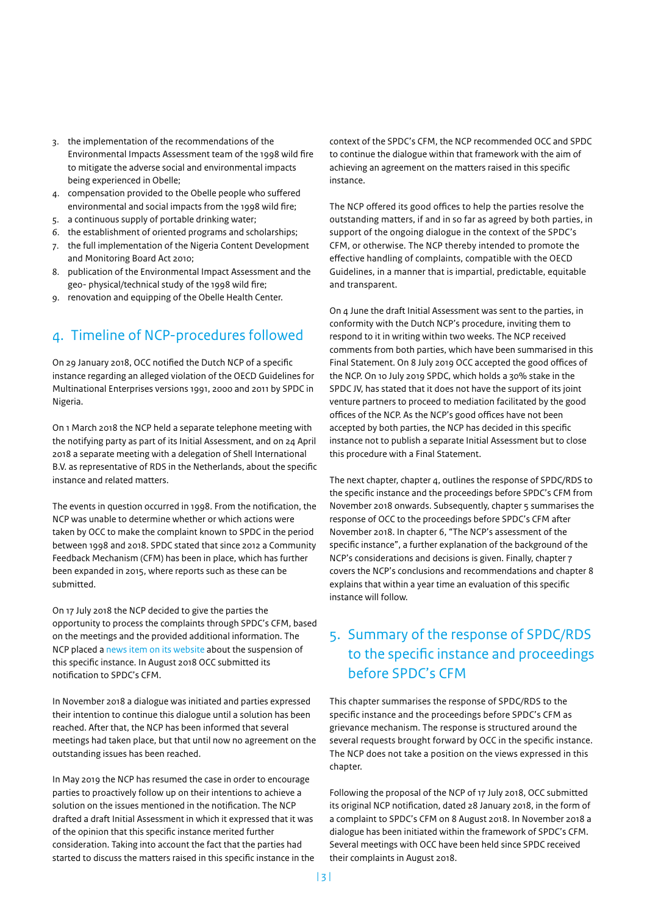3. the implementation of the recommendations of the Environmental Impacts Assessment team of the 1998 wild fire to mitigate the adverse social and environmental impacts being experienced in Obelle;
4. compensation provided to the Obelle people who suffered environmental and social impacts from the 1998 wild fire;
5. a continuous supply of portable drinking water;
6. the establishment of oriented programs and scholarships;
7. the full implementation of the Nigeria Content Development and Monitoring Board Act 2010;
8. publication of the Environmental Impact Assessment and the geo- physical/technical study of the 1998 wild fire;
9. renovation and equipping of the Obelle Health Center.

## 4. Timeline of NCP-procedures followed

On 29 January 2018, OCC notified the Dutch NCP of a specific instance regarding an alleged violation of the OECD Guidelines for Multinational Enterprises versions 1991, 2000 and 2011 by SPDC in Nigeria.

On 1 March 2018 the NCP held a separate telephone meeting with the notifying party as part of its Initial Assessment, and on 24 April 2018 a separate meeting with a delegation of Shell International B.V. as representative of RDS in the Netherlands, about the specific instance and related matters.

The events in question occurred in 1998. From the notification, the NCP was unable to determine whether or which actions were taken by OCC to make the complaint known to SPDC in the period between 1998 and 2018. SPDC stated that since 2012 a Community Feedback Mechanism (CFM) has been in place, which has further been expanded in 2015, where reports such as these can be submitted.

On 17 July 2018 the NCP decided to give the parties the opportunity to process the complaints through SPDC's CFM, based on the meetings and the provided additional information. The NCP placed a news item on its website about the suspension of this specific instance. In August 2018 OCC submitted its notification to SPDC's CFM.

In November 2018 a dialogue was initiated and parties expressed their intention to continue this dialogue until a solution has been reached. After that, the NCP has been informed that several meetings had taken place, but that until now no agreement on the outstanding issues has been reached.

In May 2019 the NCP has resumed the case in order to encourage parties to proactively follow up on their intentions to achieve a solution on the issues mentioned in the notification. The NCP drafted a draft Initial Assessment in which it expressed that it was of the opinion that this specific instance merited further consideration. Taking into account the fact that the parties had started to discuss the matters raised in this specific instance in the context of the SPDC's CFM, the NCP recommended OCC and SPDC to continue the dialogue within that framework with the aim of achieving an agreement on the matters raised in this specific instance.

The NCP offered its good offices to help the parties resolve the outstanding matters, if and in so far as agreed by both parties, in support of the ongoing dialogue in the context of the SPDC's CFM, or otherwise. The NCP thereby intended to promote the effective handling of complaints, compatible with the OECD Guidelines, in a manner that is impartial, predictable, equitable and transparent.

On 4 June the draft Initial Assessment was sent to the parties, in conformity with the Dutch NCP's procedure, inviting them to respond to it in writing within two weeks. The NCP received comments from both parties, which have been summarised in this Final Statement. On 8 July 2019 OCC accepted the good offices of the NCP. On 10 July 2019 SPDC, which holds a 30% stake in the SPDC JV, has stated that it does not have the support of its joint venture partners to proceed to mediation facilitated by the good offices of the NCP. As the NCP's good offices have not been accepted by both parties, the NCP has decided in this specific instance not to publish a separate Initial Assessment but to close this procedure with a Final Statement.

The next chapter, chapter 4, outlines the response of SPDC/RDS to the specific instance and the proceedings before SPDC's CFM from November 2018 onwards. Subsequently, chapter 5 summarises the response of OCC to the proceedings before SPDC's CFM after November 2018. In chapter 6, "The NCP's assessment of the specific instance", a further explanation of the background of the NCP's considerations and decisions is given. Finally, chapter 7 covers the NCP's conclusions and recommendations and chapter 8 explains that within a year time an evaluation of this specific instance will follow.

## 5. Summary of the response of SPDC/RDS to the specific instance and proceedings before SPDC's CFM

This chapter summarises the response of SPDC/RDS to the specific instance and the proceedings before SPDC's CFM as grievance mechanism. The response is structured around the several requests brought forward by OCC in the specific instance. The NCP does not take a position on the views expressed in this chapter.

Following the proposal of the NCP of 17 July 2018, OCC submitted its original NCP notification, dated 28 January 2018, in the form of a complaint to SPDC's CFM on 8 August 2018. In November 2018 a dialogue has been initiated within the framework of SPDC's CFM. Several meetings with OCC have been held since SPDC received their complaints in August 2018.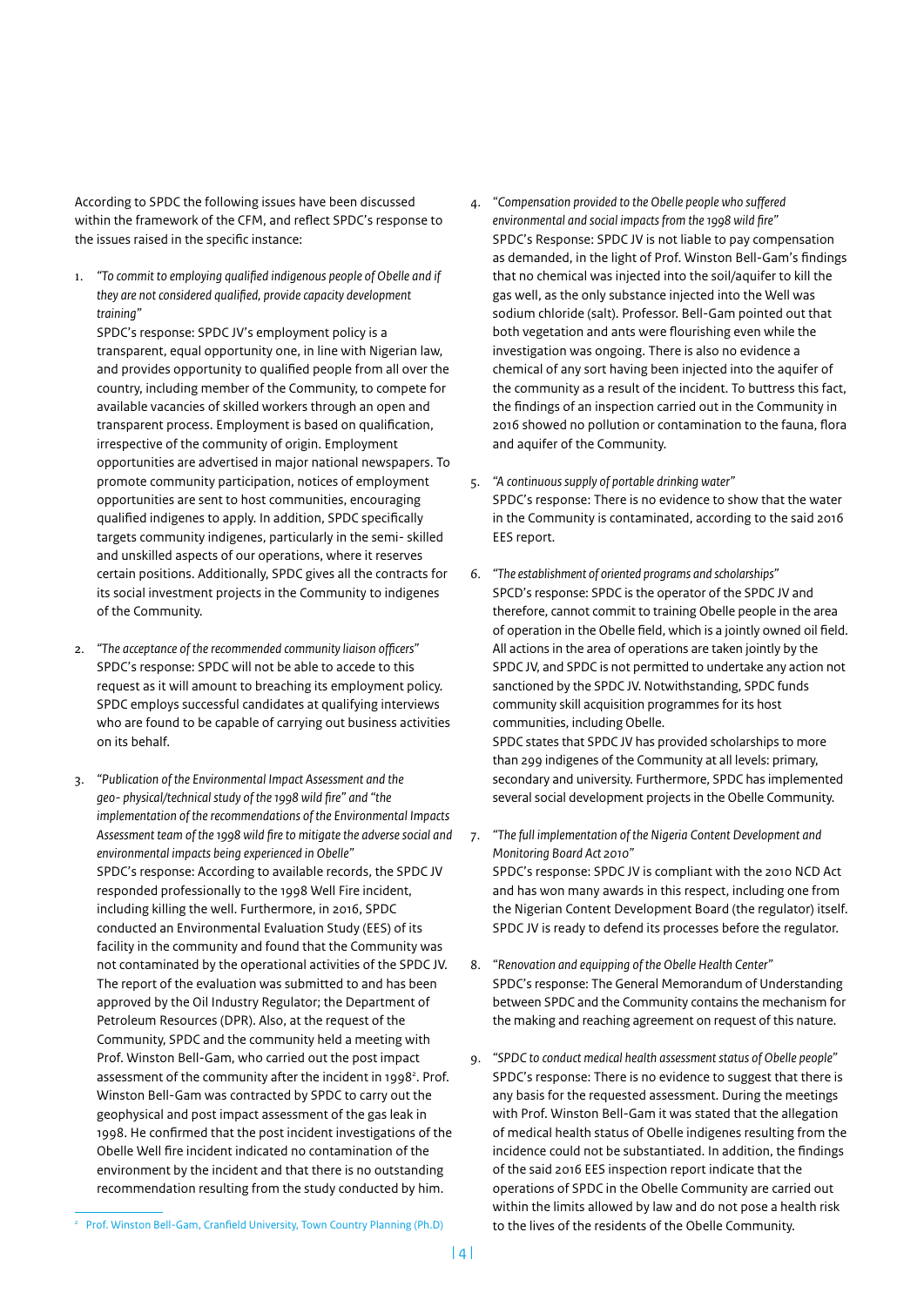According to SPDC the following issues have been discussed within the framework of the CFM, and reflect SPDC's response to the issues raised in the specific instance:

1. *"To commit to employing qualified indigenous people of Obelle and if they are not considered qualified, provide capacity development training"*
   SPDC's response: SPDC JV's employment policy is a transparent, equal opportunity one, in line with Nigerian law, and provides opportunity to qualified people from all over the country, including member of the Community, to compete for available vacancies of skilled workers through an open and transparent process. Employment is based on qualification, irrespective of the community of origin. Employment opportunities are advertised in major national newspapers. To promote community participation, notices of employment opportunities are sent to host communities, encouraging qualified indigenes to apply. In addition, SPDC specifically targets community indigenes, particularly in the semi- skilled and unskilled aspects of our operations, where it reserves certain positions. Additionally, SPDC gives all the contracts for its social investment projects in the Community to indigenes of the Community.

2. *"The acceptance of the recommended community liaison officers"*
   SPDC's response: SPDC will not be able to accede to this request as it will amount to breaching its employment policy. SPDC employs successful candidates at qualifying interviews who are found to be capable of carrying out business activities on its behalf.

3. *"Publication of the Environmental Impact Assessment and the geo- physical/technical study of the 1998 wild fire" and "the implementation of the recommendations of the Environmental Impacts Assessment team of the 1998 wild fire to mitigate the adverse social and environmental impacts being experienced in Obelle"*
   SPDC's response: According to available records, the SPDC JV responded professionally to the 1998 Well Fire incident, including killing the well. Furthermore, in 2016, SPDC conducted an Environmental Evaluation Study (EES) of its facility in the community and found that the Community was not contaminated by the operational activities of the SPDC JV. The report of the evaluation was submitted to and has been approved by the Oil Industry Regulator; the Department of Petroleum Resources (DPR). Also, at the request of the Community, SPDC and the community held a meeting with Prof. Winston Bell-Gam, who carried out the post impact assessment of the community after the incident in 1998[2]. Prof. Winston Bell-Gam was contracted by SPDC to carry out the geophysical and post impact assessment of the gas leak in 1998. He confirmed that the post incident investigations of the Obelle Well fire incident indicated no contamination of the environment by the incident and that there is no outstanding recommendation resulting from the study conducted by him.

4. "*Compensation provided to the Obelle people who suffered environmental and social impacts from the 1998 wild fire"*
   SPDC's Response: SPDC JV is not liable to pay compensation as demanded, in the light of Prof. Winston Bell-Gam's findings that no chemical was injected into the soil/aquifer to kill the gas well, as the only substance injected into the Well was sodium chloride (salt). Professor. Bell-Gam pointed out that both vegetation and ants were flourishing even while the investigation was ongoing. There is also no evidence a chemical of any sort having been injected into the aquifer of the community as a result of the incident. To buttress this fact, the findings of an inspection carried out in the Community in 2016 showed no pollution or contamination to the fauna, flora and aquifer of the Community.

5. *"A continuous supply of portable drinking water"*
   SPDC's response: There is no evidence to show that the water in the Community is contaminated, according to the said 2016 EES report.

6. *"The establishment of oriented programs and scholarships"*
   SPCD's response: SPDC is the operator of the SPDC JV and therefore, cannot commit to training Obelle people in the area of operation in the Obelle field, which is a jointly owned oil field. All actions in the area of operations are taken jointly by the SPDC JV, and SPDC is not permitted to undertake any action not sanctioned by the SPDC JV. Notwithstanding, SPDC funds community skill acquisition programmes for its host communities, including Obelle.
   SPDC states that SPDC JV has provided scholarships to more than 299 indigenes of the Community at all levels: primary, secondary and university. Furthermore, SPDC has implemented several social development projects in the Obelle Community.

7. *"The full implementation of the Nigeria Content Development and Monitoring Board Act 2010"*
   SPDC's response: SPDC JV is compliant with the 2010 NCD Act and has won many awards in this respect, including one from the Nigerian Content Development Board (the regulator) itself. SPDC JV is ready to defend its processes before the regulator.

8. *"Renovation and equipping of the Obelle Health Center"*
   SPDC's response: The General Memorandum of Understanding between SPDC and the Community contains the mechanism for the making and reaching agreement on request of this nature.

9. *"SPDC to conduct medical health assessment status of Obelle people"*
   SPDC's response: There is no evidence to suggest that there is any basis for the requested assessment. During the meetings with Prof. Winston Bell-Gam it was stated that the allegation of medical health status of Obelle indigenes resulting from the incidence could not be substantiated. In addition, the findings of the said 2016 EES inspection report indicate that the operations of SPDC in the Obelle Community are carried out within the limits allowed by law and do not pose a health risk to the lives of the residents of the Obelle Community.

[2] Prof. Winston Bell-Gam, Cranfield University, Town Country Planning (Ph.D)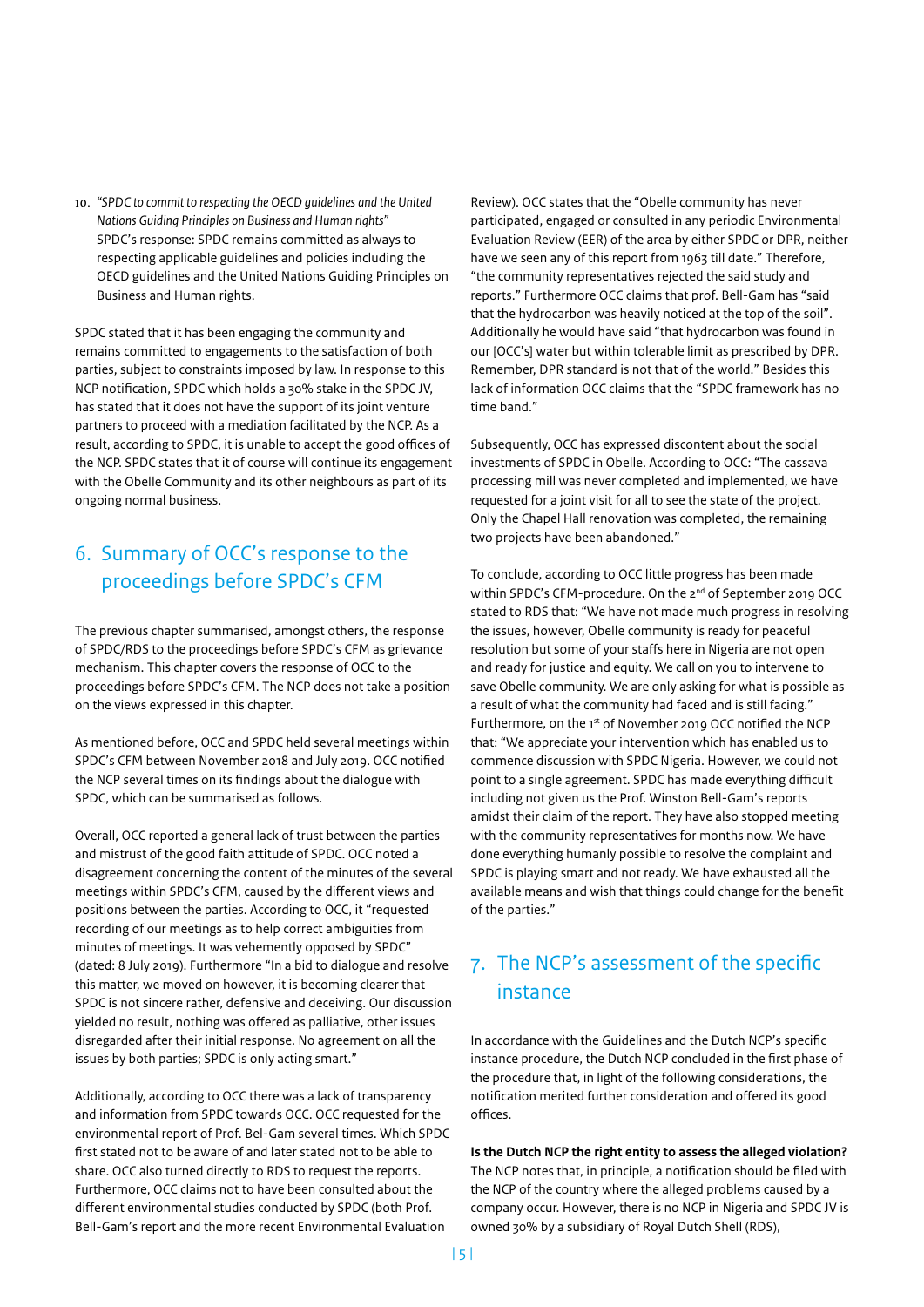10. *"SPDC to commit to respecting the OECD guidelines and the United Nations Guiding Principles on Business and Human rights"*
    SPDC's response: SPDC remains committed as always to respecting applicable guidelines and policies including the OECD guidelines and the United Nations Guiding Principles on Business and Human rights.

SPDC stated that it has been engaging the community and remains committed to engagements to the satisfaction of both parties, subject to constraints imposed by law. In response to this NCP notification, SPDC which holds a 30% stake in the SPDC JV, has stated that it does not have the support of its joint venture partners to proceed with a mediation facilitated by the NCP. As a result, according to SPDC, it is unable to accept the good offices of the NCP. SPDC states that it of course will continue its engagement with the Obelle Community and its other neighbours as part of its ongoing normal business.

## 6. Summary of OCC's response to the proceedings before SPDC's CFM

The previous chapter summarised, amongst others, the response of SPDC/RDS to the proceedings before SPDC's CFM as grievance mechanism. This chapter covers the response of OCC to the proceedings before SPDC's CFM. The NCP does not take a position on the views expressed in this chapter.

As mentioned before, OCC and SPDC held several meetings within SPDC's CFM between November 2018 and July 2019. OCC notified the NCP several times on its findings about the dialogue with SPDC, which can be summarised as follows.

Overall, OCC reported a general lack of trust between the parties and mistrust of the good faith attitude of SPDC. OCC noted a disagreement concerning the content of the minutes of the several meetings within SPDC's CFM, caused by the different views and positions between the parties. According to OCC, it "requested recording of our meetings as to help correct ambiguities from minutes of meetings. It was vehemently opposed by SPDC" (dated: 8 July 2019). Furthermore "In a bid to dialogue and resolve this matter, we moved on however, it is becoming clearer that SPDC is not sincere rather, defensive and deceiving. Our discussion yielded no result, nothing was offered as palliative, other issues disregarded after their initial response. No agreement on all the issues by both parties; SPDC is only acting smart."

Additionally, according to OCC there was a lack of transparency and information from SPDC towards OCC. OCC requested for the environmental report of Prof. Bel-Gam several times. Which SPDC first stated not to be aware of and later stated not to be able to share. OCC also turned directly to RDS to request the reports. Furthermore, OCC claims not to have been consulted about the different environmental studies conducted by SPDC (both Prof. Bell-Gam's report and the more recent Environmental Evaluation Review). OCC states that the "Obelle community has never participated, engaged or consulted in any periodic Environmental Evaluation Review (EER) of the area by either SPDC or DPR, neither have we seen any of this report from 1963 till date." Therefore, "the community representatives rejected the said study and reports." Furthermore OCC claims that prof. Bell-Gam has "said that the hydrocarbon was heavily noticed at the top of the soil". Additionally he would have said "that hydrocarbon was found in our [OCC's] water but within tolerable limit as prescribed by DPR. Remember, DPR standard is not that of the world." Besides this lack of information OCC claims that the "SPDC framework has no time band."

Subsequently, OCC has expressed discontent about the social investments of SPDC in Obelle. According to OCC: "The cassava processing mill was never completed and implemented, we have requested for a joint visit for all to see the state of the project. Only the Chapel Hall renovation was completed, the remaining two projects have been abandoned."

To conclude, according to OCC little progress has been made within SPDC's CFM-procedure. On the 2nd of September 2019 OCC stated to RDS that: "We have not made much progress in resolving the issues, however, Obelle community is ready for peaceful resolution but some of your staffs here in Nigeria are not open and ready for justice and equity. We call on you to intervene to save Obelle community. We are only asking for what is possible as a result of what the community had faced and is still facing." Furthermore, on the 1st of November 2019 OCC notified the NCP that: "We appreciate your intervention which has enabled us to commence discussion with SPDC Nigeria. However, we could not point to a single agreement. SPDC has made everything difficult including not given us the Prof. Winston Bell-Gam's reports amidst their claim of the report. They have also stopped meeting with the community representatives for months now. We have done everything humanly possible to resolve the complaint and SPDC is playing smart and not ready. We have exhausted all the available means and wish that things could change for the benefit of the parties."

## 7. The NCP's assessment of the specific instance

In accordance with the Guidelines and the Dutch NCP's specific instance procedure, the Dutch NCP concluded in the first phase of the procedure that, in light of the following considerations, the notification merited further consideration and offered its good offices.

**Is the Dutch NCP the right entity to assess the alleged violation?**
The NCP notes that, in principle, a notification should be filed with the NCP of the country where the alleged problems caused by a company occur. However, there is no NCP in Nigeria and SPDC JV is owned 30% by a subsidiary of Royal Dutch Shell (RDS),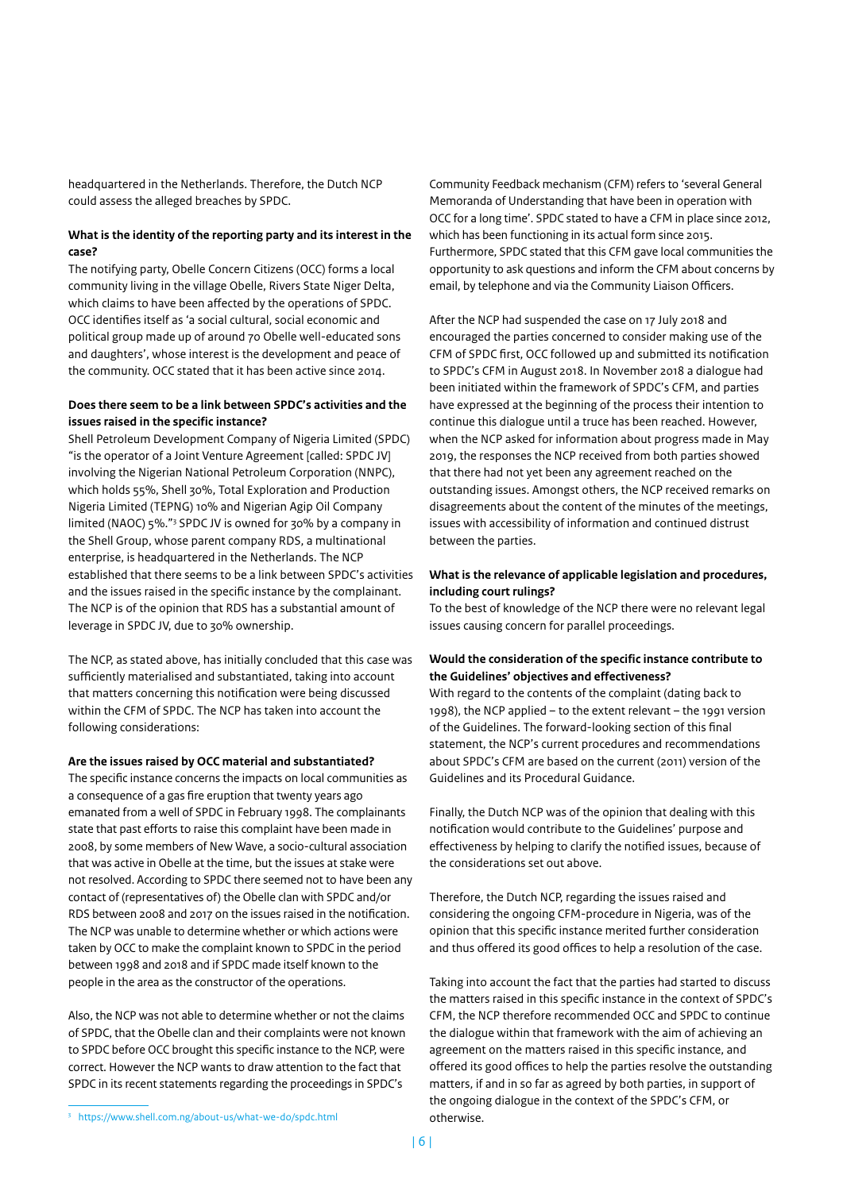headquartered in the Netherlands. Therefore, the Dutch NCP could assess the alleged breaches by SPDC.

**What is the identity of the reporting party and its interest in the case?**

The notifying party, Obelle Concern Citizens (OCC) forms a local community living in the village Obelle, Rivers State Niger Delta, which claims to have been affected by the operations of SPDC. OCC identifies itself as 'a social cultural, social economic and political group made up of around 70 Obelle well-educated sons and daughters', whose interest is the development and peace of the community. OCC stated that it has been active since 2014.

**Does there seem to be a link between SPDC's activities and the issues raised in the specific instance?**

Shell Petroleum Development Company of Nigeria Limited (SPDC) "is the operator of a Joint Venture Agreement [called: SPDC JV] involving the Nigerian National Petroleum Corporation (NNPC), which holds 55%, Shell 30%, Total Exploration and Production Nigeria Limited (TEPNG) 10% and Nigerian Agip Oil Company limited (NAOC) 5%."[3] SPDC JV is owned for 30% by a company in the Shell Group, whose parent company RDS, a multinational enterprise, is headquartered in the Netherlands. The NCP established that there seems to be a link between SPDC's activities and the issues raised in the specific instance by the complainant. The NCP is of the opinion that RDS has a substantial amount of leverage in SPDC JV, due to 30% ownership.

The NCP, as stated above, has initially concluded that this case was sufficiently materialised and substantiated, taking into account that matters concerning this notification were being discussed within the CFM of SPDC. The NCP has taken into account the following considerations:

**Are the issues raised by OCC material and substantiated?**

The specific instance concerns the impacts on local communities as a consequence of a gas fire eruption that twenty years ago emanated from a well of SPDC in February 1998. The complainants state that past efforts to raise this complaint have been made in 2008, by some members of New Wave, a socio-cultural association that was active in Obelle at the time, but the issues at stake were not resolved. According to SPDC there seemed not to have been any contact of (representatives of) the Obelle clan with SPDC and/or RDS between 2008 and 2017 on the issues raised in the notification. The NCP was unable to determine whether or which actions were taken by OCC to make the complaint known to SPDC in the period between 1998 and 2018 and if SPDC made itself known to the people in the area as the constructor of the operations.

Also, the NCP was not able to determine whether or not the claims of SPDC, that the Obelle clan and their complaints were not known to SPDC before OCC brought this specific instance to the NCP, were correct. However the NCP wants to draw attention to the fact that SPDC in its recent statements regarding the proceedings in SPDC's Community Feedback mechanism (CFM) refers to 'several General Memoranda of Understanding that have been in operation with OCC for a long time'. SPDC stated to have a CFM in place since 2012, which has been functioning in its actual form since 2015. Furthermore, SPDC stated that this CFM gave local communities the opportunity to ask questions and inform the CFM about concerns by email, by telephone and via the Community Liaison Officers.

After the NCP had suspended the case on 17 July 2018 and encouraged the parties concerned to consider making use of the CFM of SPDC first, OCC followed up and submitted its notification to SPDC's CFM in August 2018. In November 2018 a dialogue had been initiated within the framework of SPDC's CFM, and parties have expressed at the beginning of the process their intention to continue this dialogue until a truce has been reached. However, when the NCP asked for information about progress made in May 2019, the responses the NCP received from both parties showed that there had not yet been any agreement reached on the outstanding issues. Amongst others, the NCP received remarks on disagreements about the content of the minutes of the meetings, issues with accessibility of information and continued distrust between the parties.

**What is the relevance of applicable legislation and procedures, including court rulings?**

To the best of knowledge of the NCP there were no relevant legal issues causing concern for parallel proceedings.

**Would the consideration of the specific instance contribute to the Guidelines' objectives and effectiveness?**

With regard to the contents of the complaint (dating back to 1998), the NCP applied – to the extent relevant – the 1991 version of the Guidelines. The forward-looking section of this final statement, the NCP's current procedures and recommendations about SPDC's CFM are based on the current (2011) version of the Guidelines and its Procedural Guidance.

Finally, the Dutch NCP was of the opinion that dealing with this notification would contribute to the Guidelines' purpose and effectiveness by helping to clarify the notified issues, because of the considerations set out above.

Therefore, the Dutch NCP, regarding the issues raised and considering the ongoing CFM-procedure in Nigeria, was of the opinion that this specific instance merited further consideration and thus offered its good offices to help a resolution of the case.

Taking into account the fact that the parties had started to discuss the matters raised in this specific instance in the context of SPDC's CFM, the NCP therefore recommended OCC and SPDC to continue the dialogue within that framework with the aim of achieving an agreement on the matters raised in this specific instance, and offered its good offices to help the parties resolve the outstanding matters, if and in so far as agreed by both parties, in support of the ongoing dialogue in the context of the SPDC's CFM, or otherwise.

[3] https://www.shell.com.ng/about-us/what-we-do/spdc.html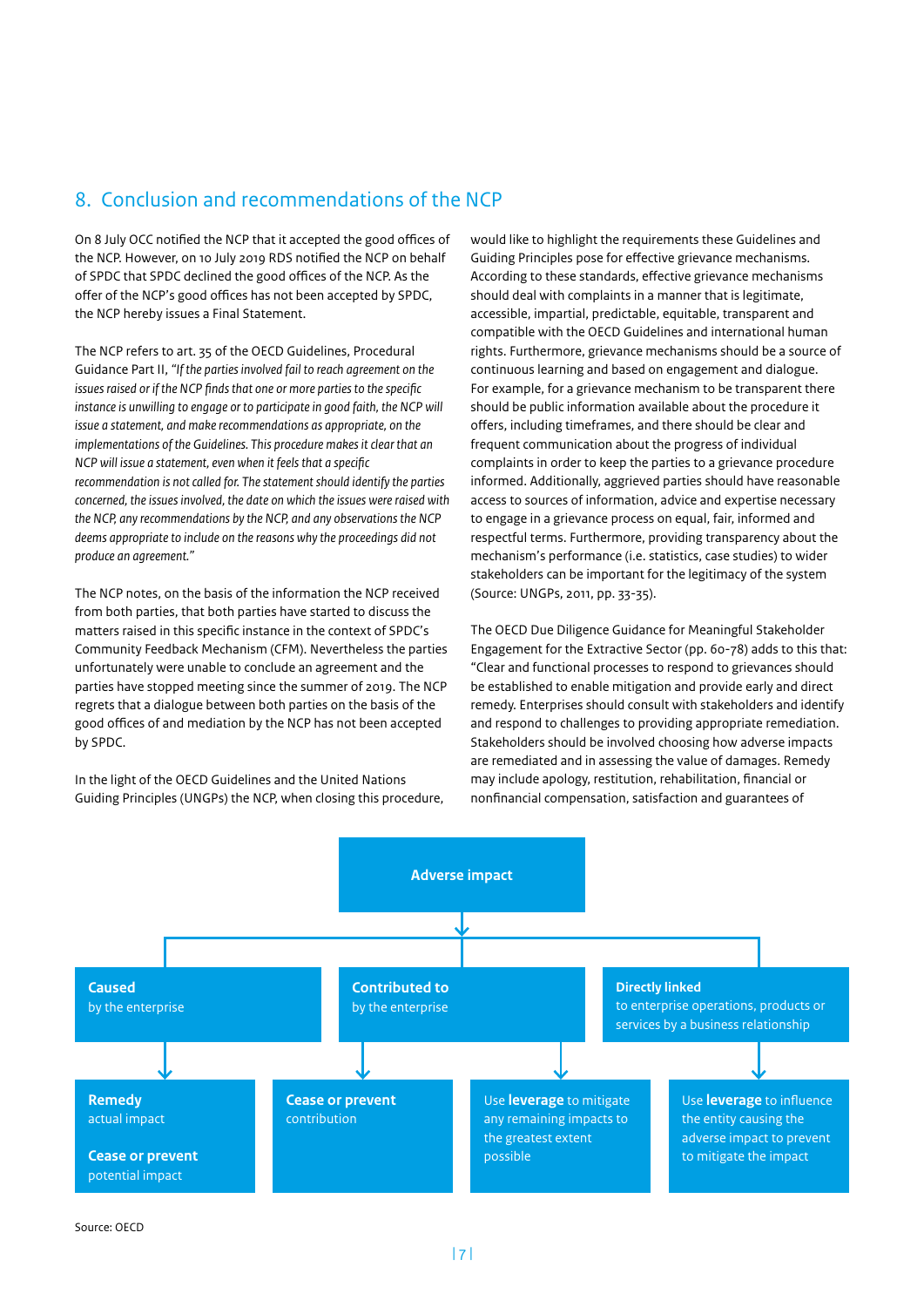## 8. Conclusion and recommendations of the NCP

On 8 July OCC notified the NCP that it accepted the good offices of the NCP. However, on 10 July 2019 RDS notified the NCP on behalf of SPDC that SPDC declined the good offices of the NCP. As the offer of the NCP's good offices has not been accepted by SPDC, the NCP hereby issues a Final Statement.

The NCP refers to art. 35 of the OECD Guidelines, Procedural Guidance Part II, "*If the parties involved fail to reach agreement on the issues raised or if the NCP finds that one or more parties to the specific instance is unwilling to engage or to participate in good faith, the NCP will issue a statement, and make recommendations as appropriate, on the implementations of the Guidelines. This procedure makes it clear that an NCP will issue a statement, even when it feels that a specific recommendation is not called for. The statement should identify the parties concerned, the issues involved, the date on which the issues were raised with the NCP, any recommendations by the NCP, and any observations the NCP deems appropriate to include on the reasons why the proceedings did not produce an agreement.*"

The NCP notes, on the basis of the information the NCP received from both parties, that both parties have started to discuss the matters raised in this specific instance in the context of SPDC's Community Feedback Mechanism (CFM). Nevertheless the parties unfortunately were unable to conclude an agreement and the parties have stopped meeting since the summer of 2019. The NCP regrets that a dialogue between both parties on the basis of the good offices of and mediation by the NCP has not been accepted by SPDC.

In the light of the OECD Guidelines and the United Nations Guiding Principles (UNGPs) the NCP, when closing this procedure, would like to highlight the requirements these Guidelines and Guiding Principles pose for effective grievance mechanisms. According to these standards, effective grievance mechanisms should deal with complaints in a manner that is legitimate, accessible, impartial, predictable, equitable, transparent and compatible with the OECD Guidelines and international human rights. Furthermore, grievance mechanisms should be a source of continuous learning and based on engagement and dialogue. For example, for a grievance mechanism to be transparent there should be public information available about the procedure it offers, including timeframes, and there should be clear and frequent communication about the progress of individual complaints in order to keep the parties to a grievance procedure informed. Additionally, aggrieved parties should have reasonable access to sources of information, advice and expertise necessary to engage in a grievance process on equal, fair, informed and respectful terms. Furthermore, providing transparency about the mechanism's performance (i.e. statistics, case studies) to wider stakeholders can be important for the legitimacy of the system (Source: UNGPs, 2011, pp. 33-35).

The OECD Due Diligence Guidance for Meaningful Stakeholder Engagement for the Extractive Sector (pp. 60-78) adds to this that: "Clear and functional processes to respond to grievances should be established to enable mitigation and provide early and direct remedy. Enterprises should consult with stakeholders and identify and respond to challenges to providing appropriate remediation. Stakeholders should be involved choosing how adverse impacts are remediated and in assessing the value of damages. Remedy may include apology, restitution, rehabilitation, financial or nonfinancial compensation, satisfaction and guarantees of

**Adverse impact**

- **Caused** by the enterprise
  - **Remedy** actual impact
  - **Cease or prevent** potential impact
- **Contributed to** by the enterprise
  - **Cease or prevent** contribution
  - Use **leverage** to mitigate any remaining impacts to the greatest extent possible
- **Directly linked** to enterprise operations, products or services by a business relationship
  - Use **leverage** to influence the entity causing the adverse impact to prevent to mitigate the impact

Source: OECD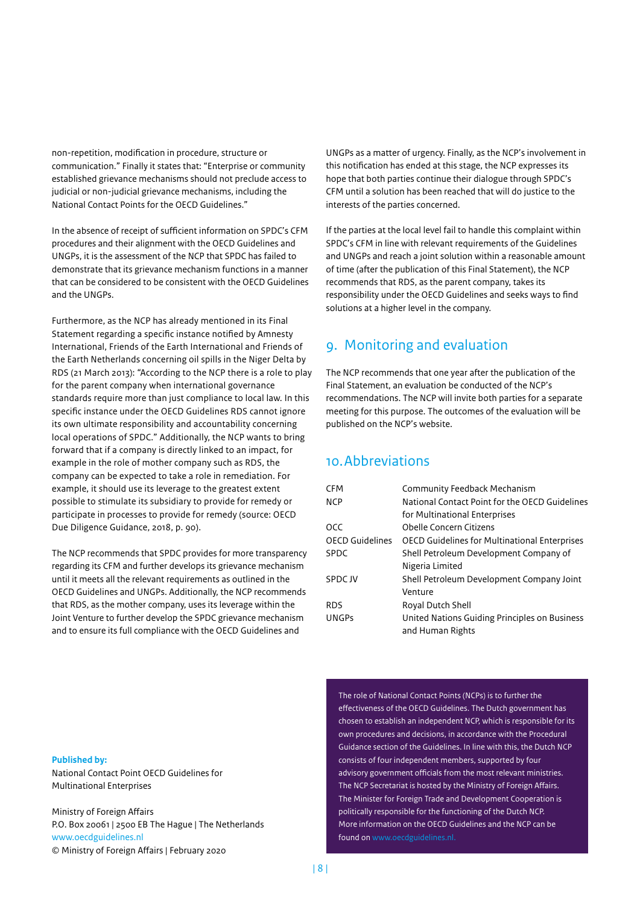non-repetition, modification in procedure, structure or communication." Finally it states that: "Enterprise or community established grievance mechanisms should not preclude access to judicial or non-judicial grievance mechanisms, including the National Contact Points for the OECD Guidelines."

In the absence of receipt of sufficient information on SPDC's CFM procedures and their alignment with the OECD Guidelines and UNGPs, it is the assessment of the NCP that SPDC has failed to demonstrate that its grievance mechanism functions in a manner that can be considered to be consistent with the OECD Guidelines and the UNGPs.

Furthermore, as the NCP has already mentioned in its Final Statement regarding a specific instance notified by Amnesty International, Friends of the Earth International and Friends of the Earth Netherlands concerning oil spills in the Niger Delta by RDS (21 March 2013): "According to the NCP there is a role to play for the parent company when international governance standards require more than just compliance to local law. In this specific instance under the OECD Guidelines RDS cannot ignore its own ultimate responsibility and accountability concerning local operations of SPDC." Additionally, the NCP wants to bring forward that if a company is directly linked to an impact, for example in the role of mother company such as RDS, the company can be expected to take a role in remediation. For example, it should use its leverage to the greatest extent possible to stimulate its subsidiary to provide for remedy or participate in processes to provide for remedy (source: OECD Due Diligence Guidance, 2018, p. 90).

The NCP recommends that SPDC provides for more transparency regarding its CFM and further develops its grievance mechanism until it meets all the relevant requirements as outlined in the OECD Guidelines and UNGPs. Additionally, the NCP recommends that RDS, as the mother company, uses its leverage within the Joint Venture to further develop the SPDC grievance mechanism and to ensure its full compliance with the OECD Guidelines and UNGPs as a matter of urgency. Finally, as the NCP's involvement in this notification has ended at this stage, the NCP expresses its hope that both parties continue their dialogue through SPDC's CFM until a solution has been reached that will do justice to the interests of the parties concerned.

If the parties at the local level fail to handle this complaint within SPDC's CFM in line with relevant requirements of the Guidelines and UNGPs and reach a joint solution within a reasonable amount of time (after the publication of this Final Statement), the NCP recommends that RDS, as the parent company, takes its responsibility under the OECD Guidelines and seeks ways to find solutions at a higher level in the company.

## 9. Monitoring and evaluation

The NCP recommends that one year after the publication of the Final Statement, an evaluation be conducted of the NCP's recommendations. The NCP will invite both parties for a separate meeting for this purpose. The outcomes of the evaluation will be published on the NCP's website.

## 10. Abbreviations

| | |
|---|---|
| CFM | Community Feedback Mechanism |
| NCP | National Contact Point for the OECD Guidelines for Multinational Enterprises |
| OCC | Obelle Concern Citizens |
| OECD Guidelines | OECD Guidelines for Multinational Enterprises |
| SPDC | Shell Petroleum Development Company of Nigeria Limited |
| SPDC JV | Shell Petroleum Development Company Joint Venture |
| RDS | Royal Dutch Shell |
| UNGPs | United Nations Guiding Principles on Business and Human Rights |

**Published by:**
National Contact Point OECD Guidelines for Multinational Enterprises

Ministry of Foreign Affairs
P.O. Box 20061 | 2500 EB The Hague | The Netherlands
www.oecdguidelines.nl
© Ministry of Foreign Affairs | February 2020

The role of National Contact Points (NCPs) is to further the effectiveness of the OECD Guidelines. The Dutch government has chosen to establish an independent NCP, which is responsible for its own procedures and decisions, in accordance with the Procedural Guidance section of the Guidelines. In line with this, the Dutch NCP consists of four independent members, supported by four advisory government officials from the most relevant ministries. The NCP Secretariat is hosted by the Ministry of Foreign Affairs. The Minister for Foreign Trade and Development Cooperation is politically responsible for the functioning of the Dutch NCP. More information on the OECD Guidelines and the NCP can be found on www.oecdguidelines.nl.